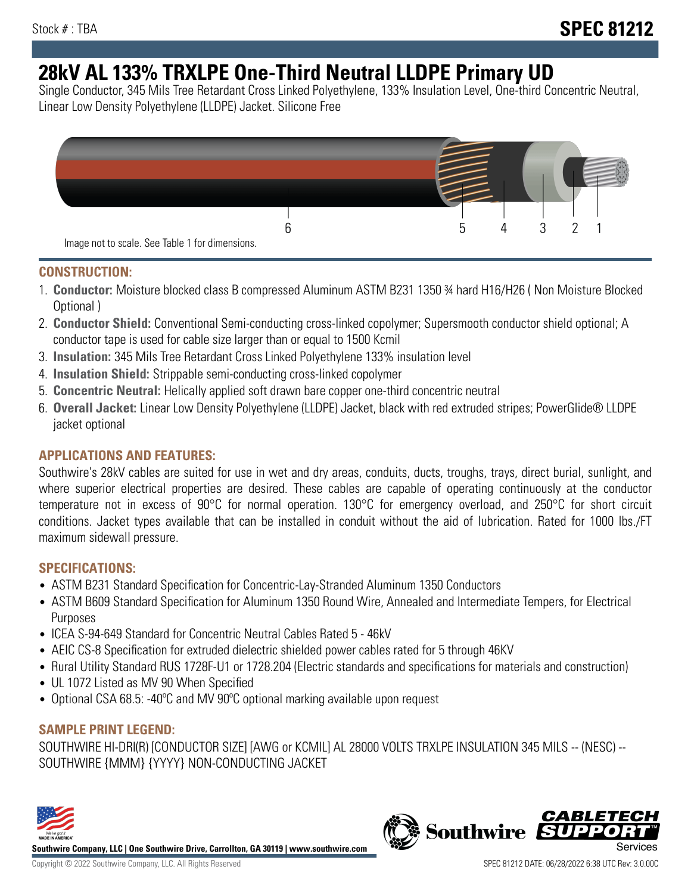Stock # : TBA

# SPEC 81212

# 28kV AL 133% TRXLPE One-Third Neutral LLDPE Primary UD

Single Conductor, 345 Mils Tree Retardant Cross Linked Polyethylene, 133% Insulation Level, One-third Concentric Neutral, Linear Low Density Polyethylene (LLDPE) Jacket. Silicone Free

6 5 4 3 2 1

Image not to scale. See Table 1 for dimensions.

## CONSTRUCTION:

1. **Conductor:** Moisture blocked class B compressed Aluminum ASTM B231 1350 ¾ hard H16/H26 ( Non Moisture Blocked Optional )
2. **Conductor Shield:** Conventional Semi-conducting cross-linked copolymer; Supersmooth conductor shield optional; A conductor tape is used for cable size larger than or equal to 1500 Kcmil
3. **Insulation:** 345 Mils Tree Retardant Cross Linked Polyethylene 133% insulation level
4. **Insulation Shield:** Strippable semi-conducting cross-linked copolymer
5. **Concentric Neutral:** Helically applied soft drawn bare copper one-third concentric neutral
6. **Overall Jacket:** Linear Low Density Polyethylene (LLDPE) Jacket, black with red extruded stripes; PowerGlide® LLDPE jacket optional

## APPLICATIONS AND FEATURES:

Southwire's 28kV cables are suited for use in wet and dry areas, conduits, ducts, troughs, trays, direct burial, sunlight, and where superior electrical properties are desired. These cables are capable of operating continuously at the conductor temperature not in excess of 90°C for normal operation. 130°C for emergency overload, and 250°C for short circuit conditions. Jacket types available that can be installed in conduit without the aid of lubrication. Rated for 1000 lbs./FT maximum sidewall pressure.

## SPECIFICATIONS:

- ASTM B231 Standard Specification for Concentric-Lay-Stranded Aluminum 1350 Conductors
- ASTM B609 Standard Specification for Aluminum 1350 Round Wire, Annealed and Intermediate Tempers, for Electrical Purposes
- ICEA S-94-649 Standard for Concentric Neutral Cables Rated 5 - 46kV
- AEIC CS-8 Specification for extruded dielectric shielded power cables rated for 5 through 46KV
- Rural Utility Standard RUS 1728F-U1 or 1728.204 (Electric standards and specifications for materials and construction)
- UL 1072 Listed as MV 90 When Specified
- Optional CSA 68.5: -40ºC and MV 90ºC optional marking available upon request

## SAMPLE PRINT LEGEND:

SOUTHWIRE HI-DRI(R) [CONDUCTOR SIZE] [AWG or KCMIL] AL 28000 VOLTS TRXLPE INSULATION 345 MILS -- (NESC) -- SOUTHWIRE {MMM} {YYYY} NON-CONDUCTING JACKET

**Southwire Company, LLC | One Southwire Drive, Carrollton, GA 30119 | www.southwire.com**

Copyright © 2022 Southwire Company, LLC. All Rights Reserved

SPEC 81212 DATE: 06/28/2022 6:38 UTC Rev: 3.0.00C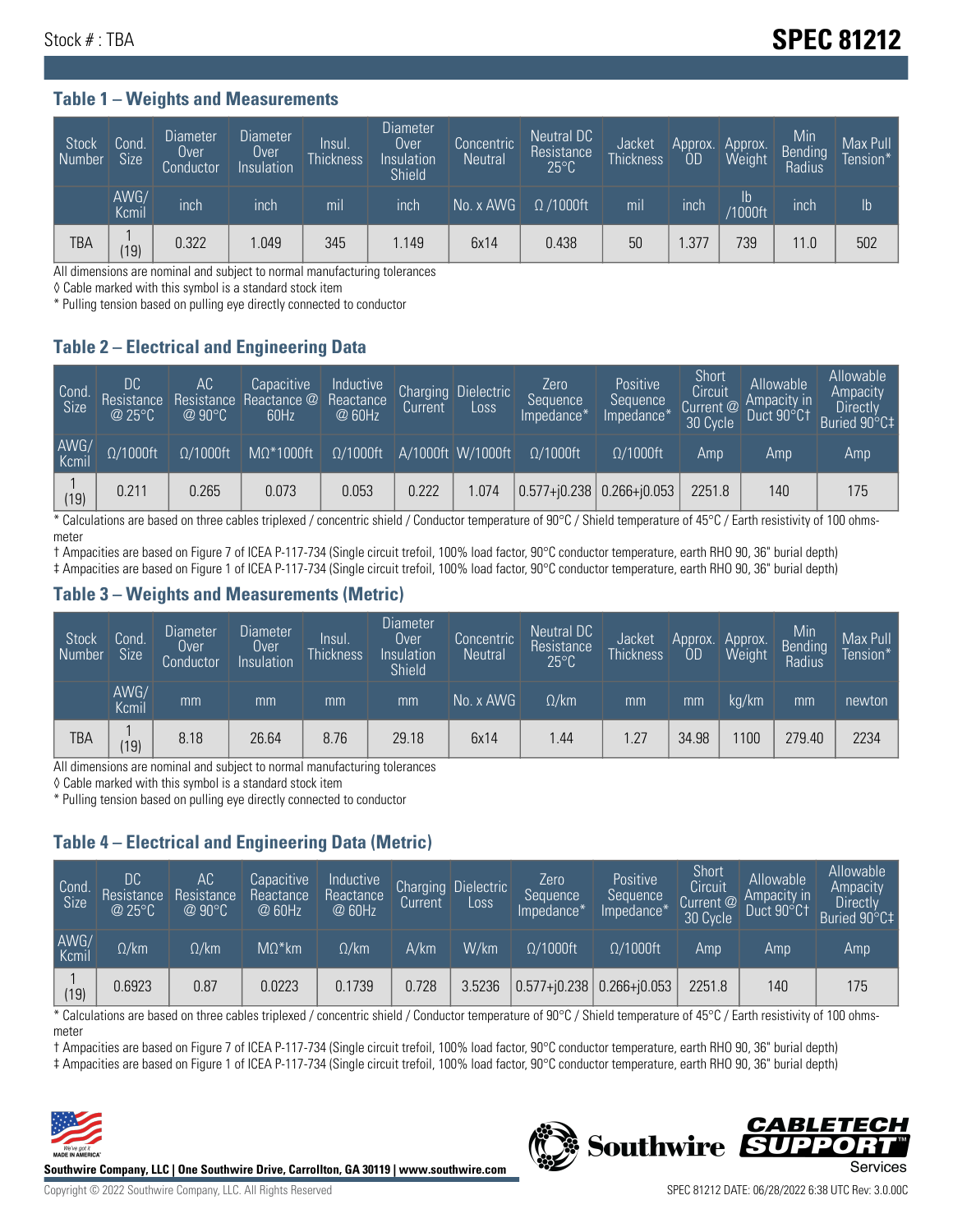Stock # : TBA

# SPEC 81212

## Table 1 – Weights and Measurements

| Stock Number | Cond. Size | Diameter Over Conductor | Diameter Over Insulation | Insul. Thickness | Diameter Over Insulation Shield | Concentric Neutral | Neutral DC Resistance 25°C | Jacket Thickness | Approx. OD | Approx. Weight | Min Bending Radius | Max Pull Tension* |
|---|---|---|---|---|---|---|---|---|---|---|---|---|
| | AWG/ Kcmil | inch | inch | mil | inch | No. x AWG | Ω /1000ft | mil | inch | lb /1000ft | inch | lb |
| TBA | 1 (19) | 0.322 | 1.049 | 345 | 1.149 | 6x14 | 0.438 | 50 | 1.377 | 739 | 11.0 | 502 |

All dimensions are nominal and subject to normal manufacturing tolerances

◊ Cable marked with this symbol is a standard stock item

* Pulling tension based on pulling eye directly connected to conductor

## Table 2 – Electrical and Engineering Data

| Cond. Size | DC Resistance @ 25°C | AC Resistance @ 90°C | Capacitive Reactance @ 60Hz | Inductive Reactance @ 60Hz | Charging Current | Dielectric Loss | Zero Sequence Impedance* | Positive Sequence Impedance* | Short Circuit Current @ 30 Cycle | Allowable Ampacity in Duct 90°C† | Allowable Ampacity Directly Buried 90°C‡ |
|---|---|---|---|---|---|---|---|---|---|---|---|
| AWG/ Kcmil | Ω/1000ft | Ω/1000ft | MΩ*1000ft | Ω/1000ft | A/1000ft | W/1000ft | Ω/1000ft | Ω/1000ft | Amp | Amp | Amp |
| 1 (19) | 0.211 | 0.265 | 0.073 | 0.053 | 0.222 | 1.074 | 0.577+j0.238 | 0.266+j0.053 | 2251.8 | 140 | 175 |

* Calculations are based on three cables triplexed / concentric shield / Conductor temperature of 90°C / Shield temperature of 45°C / Earth resistivity of 100 ohms-meter

† Ampacities are based on Figure 7 of ICEA P-117-734 (Single circuit trefoil, 100% load factor, 90°C conductor temperature, earth RHO 90, 36" burial depth)

‡ Ampacities are based on Figure 1 of ICEA P-117-734 (Single circuit trefoil, 100% load factor, 90°C conductor temperature, earth RHO 90, 36" burial depth)

## Table 3 – Weights and Measurements (Metric)

| Stock Number | Cond. Size | Diameter Over Conductor | Diameter Over Insulation | Insul. Thickness | Diameter Over Insulation Shield | Concentric Neutral | Neutral DC Resistance 25°C | Jacket Thickness | Approx. OD | Approx. Weight | Min Bending Radius | Max Pull Tension* |
|---|---|---|---|---|---|---|---|---|---|---|---|---|
| | AWG/ Kcmil | mm | mm | mm | mm | No. x AWG | Ω/km | mm | mm | kg/km | mm | newton |
| TBA | 1 (19) | 8.18 | 26.64 | 8.76 | 29.18 | 6x14 | 1.44 | 1.27 | 34.98 | 1100 | 279.40 | 2234 |

All dimensions are nominal and subject to normal manufacturing tolerances

◊ Cable marked with this symbol is a standard stock item

* Pulling tension based on pulling eye directly connected to conductor

## Table 4 – Electrical and Engineering Data (Metric)

| Cond. Size | DC Resistance @ 25°C | AC Resistance @ 90°C | Capacitive Reactance @ 60Hz | Inductive Reactance @ 60Hz | Charging Current | Dielectric Loss | Zero Sequence Impedance* | Positive Sequence Impedance* | Short Circuit Current @ 30 Cycle | Allowable Ampacity in Duct 90°C† | Allowable Ampacity Directly Buried 90°C‡ |
|---|---|---|---|---|---|---|---|---|---|---|---|
| AWG/ Kcmil | Ω/km | Ω/km | MΩ*km | Ω/km | A/km | W/km | Ω/1000ft | Ω/1000ft | Amp | Amp | Amp |
| 1 (19) | 0.6923 | 0.87 | 0.0223 | 0.1739 | 0.728 | 3.5236 | 0.577+j0.238 | 0.266+j0.053 | 2251.8 | 140 | 175 |

* Calculations are based on three cables triplexed / concentric shield / Conductor temperature of 90°C / Shield temperature of 45°C / Earth resistivity of 100 ohms-meter

† Ampacities are based on Figure 7 of ICEA P-117-734 (Single circuit trefoil, 100% load factor, 90°C conductor temperature, earth RHO 90, 36" burial depth)

‡ Ampacities are based on Figure 1 of ICEA P-117-734 (Single circuit trefoil, 100% load factor, 90°C conductor temperature, earth RHO 90, 36" burial depth)

Southwire Company, LLC | One Southwire Drive, Carrollton, GA 30119 | www.southwire.com

Copyright © 2022 Southwire Company, LLC. All Rights Reserved

SPEC 81212 DATE: 06/28/2022 6:38 UTC Rev: 3.0.00C